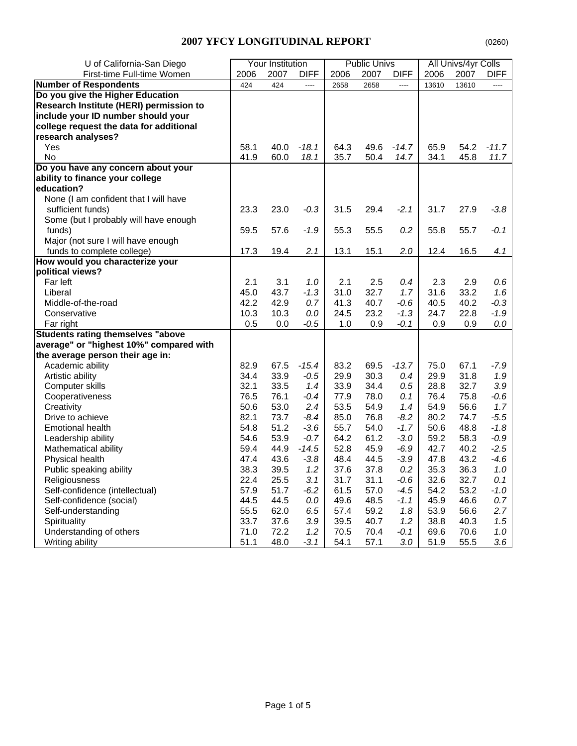# 2007 YFCY LONGITUDINAL REPORT

(0260)

| U of California-San Diego | Your Institution | | | Public Univs | | | All Univs/4yr Colls | | |
|---|---|---|---|---|---|---|---|---|---|
| First-time Full-time Women | 2006 | 2007 | DIFF | 2006 | 2007 | DIFF | 2006 | 2007 | DIFF |
| **Number of Respondents** | 424 | 424 | ---- | 2658 | 2658 | ---- | 13610 | 13610 | ---- |
| **Do you give the Higher Education Research Institute (HERI) permission to include your ID number should your college request the data for additional research analyses?** | | | | | | | | | |
| Yes | 58.1 | 40.0 | *-18.1* | 64.3 | 49.6 | *-14.7* | 65.9 | 54.2 | *-11.7* |
| No | 41.9 | 60.0 | *18.1* | 35.7 | 50.4 | *14.7* | 34.1 | 45.8 | *11.7* |
| **Do you have any concern about your ability to finance your college education?** | | | | | | | | | |
| None (I am confident that I will have sufficient funds) | 23.3 | 23.0 | *-0.3* | 31.5 | 29.4 | *-2.1* | 31.7 | 27.9 | *-3.8* |
| Some (but I probably will have enough funds) | 59.5 | 57.6 | *-1.9* | 55.3 | 55.5 | *0.2* | 55.8 | 55.7 | *-0.1* |
| Major (not sure I will have enough funds to complete college) | 17.3 | 19.4 | *2.1* | 13.1 | 15.1 | *2.0* | 12.4 | 16.5 | *4.1* |
| **How would you characterize your political views?** | | | | | | | | | |
| Far left | 2.1 | 3.1 | *1.0* | 2.1 | 2.5 | *0.4* | 2.3 | 2.9 | *0.6* |
| Liberal | 45.0 | 43.7 | *-1.3* | 31.0 | 32.7 | *1.7* | 31.6 | 33.2 | *1.6* |
| Middle-of-the-road | 42.2 | 42.9 | *0.7* | 41.3 | 40.7 | *-0.6* | 40.5 | 40.2 | *-0.3* |
| Conservative | 10.3 | 10.3 | *0.0* | 24.5 | 23.2 | *-1.3* | 24.7 | 22.8 | *-1.9* |
| Far right | 0.5 | 0.0 | *-0.5* | 1.0 | 0.9 | *-0.1* | 0.9 | 0.9 | *0.0* |
| **Students rating themselves "above average" or "highest 10%" compared with the average person their age in:** | | | | | | | | | |
| Academic ability | 82.9 | 67.5 | *-15.4* | 83.2 | 69.5 | *-13.7* | 75.0 | 67.1 | *-7.9* |
| Artistic ability | 34.4 | 33.9 | *-0.5* | 29.9 | 30.3 | *0.4* | 29.9 | 31.8 | *1.9* |
| Computer skills | 32.1 | 33.5 | *1.4* | 33.9 | 34.4 | *0.5* | 28.8 | 32.7 | *3.9* |
| Cooperativeness | 76.5 | 76.1 | *-0.4* | 77.9 | 78.0 | *0.1* | 76.4 | 75.8 | *-0.6* |
| Creativity | 50.6 | 53.0 | *2.4* | 53.5 | 54.9 | *1.4* | 54.9 | 56.6 | *1.7* |
| Drive to achieve | 82.1 | 73.7 | *-8.4* | 85.0 | 76.8 | *-8.2* | 80.2 | 74.7 | *-5.5* |
| Emotional health | 54.8 | 51.2 | *-3.6* | 55.7 | 54.0 | *-1.7* | 50.6 | 48.8 | *-1.8* |
| Leadership ability | 54.6 | 53.9 | *-0.7* | 64.2 | 61.2 | *-3.0* | 59.2 | 58.3 | *-0.9* |
| Mathematical ability | 59.4 | 44.9 | *-14.5* | 52.8 | 45.9 | *-6.9* | 42.7 | 40.2 | *-2.5* |
| Physical health | 47.4 | 43.6 | *-3.8* | 48.4 | 44.5 | *-3.9* | 47.8 | 43.2 | *-4.6* |
| Public speaking ability | 38.3 | 39.5 | *1.2* | 37.6 | 37.8 | *0.2* | 35.3 | 36.3 | *1.0* |
| Religiousness | 22.4 | 25.5 | *3.1* | 31.7 | 31.1 | *-0.6* | 32.6 | 32.7 | *0.1* |
| Self-confidence (intellectual) | 57.9 | 51.7 | *-6.2* | 61.5 | 57.0 | *-4.5* | 54.2 | 53.2 | *-1.0* |
| Self-confidence (social) | 44.5 | 44.5 | *0.0* | 49.6 | 48.5 | *-1.1* | 45.9 | 46.6 | *0.7* |
| Self-understanding | 55.5 | 62.0 | *6.5* | 57.4 | 59.2 | *1.8* | 53.9 | 56.6 | *2.7* |
| Spirituality | 33.7 | 37.6 | *3.9* | 39.5 | 40.7 | *1.2* | 38.8 | 40.3 | *1.5* |
| Understanding of others | 71.0 | 72.2 | *1.2* | 70.5 | 70.4 | *-0.1* | 69.6 | 70.6 | *1.0* |
| Writing ability | 51.1 | 48.0 | *-3.1* | 54.1 | 57.1 | *3.0* | 51.9 | 55.5 | *3.6* |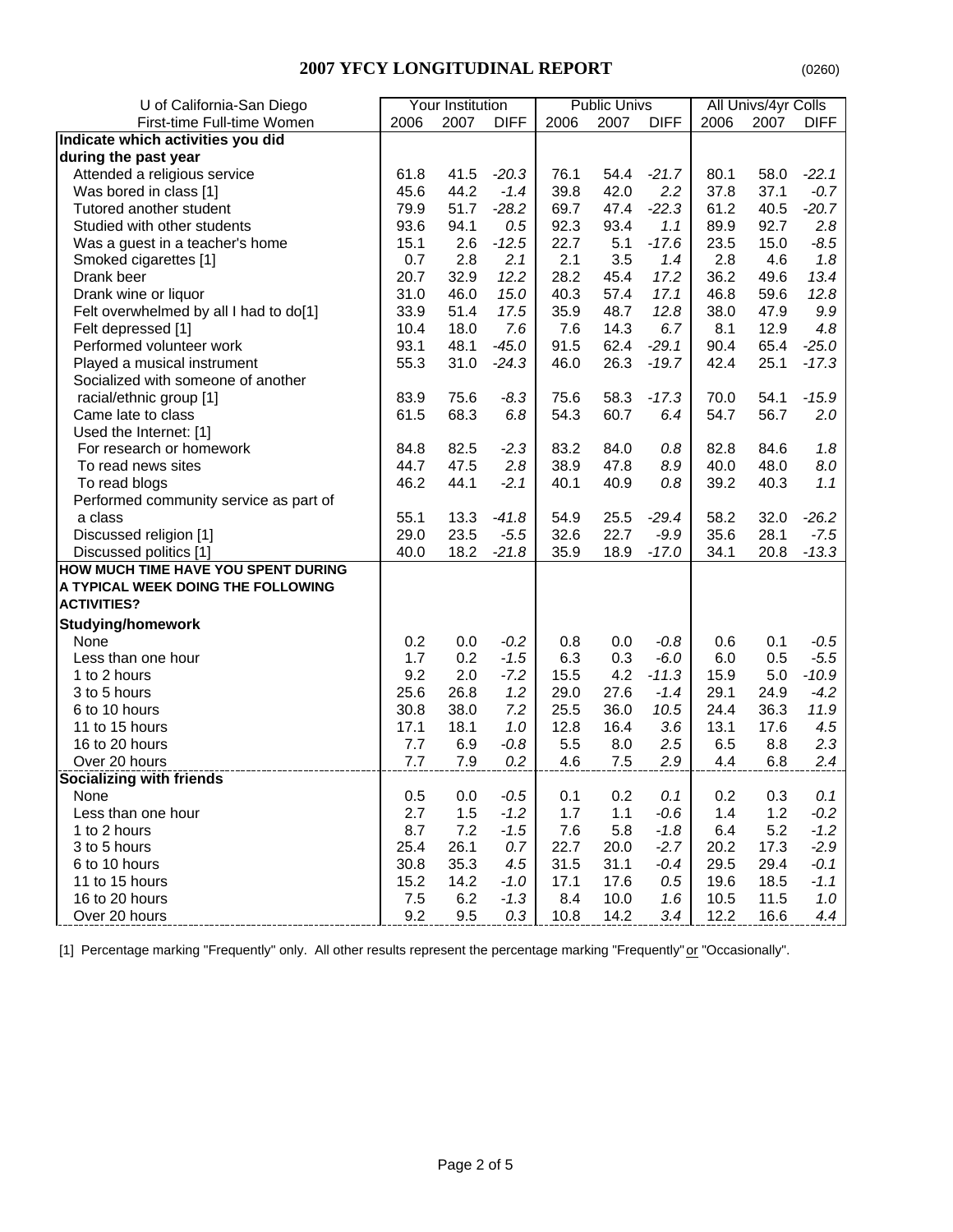## 2007 YFCY LONGITUDINAL REPORT

(0260)

| U of California-San Diego | Your Institution | | | Public Univs | | | All Univs/4yr Colls | | |
|---|---|---|---|---|---|---|---|---|---|
| First-time Full-time Women | 2006 | 2007 | DIFF | 2006 | 2007 | DIFF | 2006 | 2007 | DIFF |
| **Indicate which activities you did during the past year** | | | | | | | | | |
| Attended a religious service | 61.8 | 41.5 | *-20.3* | 76.1 | 54.4 | *-21.7* | 80.1 | 58.0 | *-22.1* |
| Was bored in class [1] | 45.6 | 44.2 | *-1.4* | 39.8 | 42.0 | *2.2* | 37.8 | 37.1 | *-0.7* |
| Tutored another student | 79.9 | 51.7 | *-28.2* | 69.7 | 47.4 | *-22.3* | 61.2 | 40.5 | *-20.7* |
| Studied with other students | 93.6 | 94.1 | *0.5* | 92.3 | 93.4 | *1.1* | 89.9 | 92.7 | *2.8* |
| Was a guest in a teacher's home | 15.1 | 2.6 | *-12.5* | 22.7 | 5.1 | *-17.6* | 23.5 | 15.0 | *-8.5* |
| Smoked cigarettes [1] | 0.7 | 2.8 | *2.1* | 2.1 | 3.5 | *1.4* | 2.8 | 4.6 | *1.8* |
| Drank beer | 20.7 | 32.9 | *12.2* | 28.2 | 45.4 | *17.2* | 36.2 | 49.6 | *13.4* |
| Drank wine or liquor | 31.0 | 46.0 | *15.0* | 40.3 | 57.4 | *17.1* | 46.8 | 59.6 | *12.8* |
| Felt overwhelmed by all I had to do[1] | 33.9 | 51.4 | *17.5* | 35.9 | 48.7 | *12.8* | 38.0 | 47.9 | *9.9* |
| Felt depressed [1] | 10.4 | 18.0 | *7.6* | 7.6 | 14.3 | *6.7* | 8.1 | 12.9 | *4.8* |
| Performed volunteer work | 93.1 | 48.1 | *-45.0* | 91.5 | 62.4 | *-29.1* | 90.4 | 65.4 | *-25.0* |
| Played a musical instrument | 55.3 | 31.0 | *-24.3* | 46.0 | 26.3 | *-19.7* | 42.4 | 25.1 | *-17.3* |
| Socialized with someone of another racial/ethnic group [1] | 83.9 | 75.6 | *-8.3* | 75.6 | 58.3 | *-17.3* | 70.0 | 54.1 | *-15.9* |
| Came late to class | 61.5 | 68.3 | *6.8* | 54.3 | 60.7 | *6.4* | 54.7 | 56.7 | *2.0* |
| Used the Internet: [1] | | | | | | | | | |
| For research or homework | 84.8 | 82.5 | *-2.3* | 83.2 | 84.0 | *0.8* | 82.8 | 84.6 | *1.8* |
| To read news sites | 44.7 | 47.5 | *2.8* | 38.9 | 47.8 | *8.9* | 40.0 | 48.0 | *8.0* |
| To read blogs | 46.2 | 44.1 | *-2.1* | 40.1 | 40.9 | *0.8* | 39.2 | 40.3 | *1.1* |
| Performed community service as part of a class | 55.1 | 13.3 | *-41.8* | 54.9 | 25.5 | *-29.4* | 58.2 | 32.0 | *-26.2* |
| Discussed religion [1] | 29.0 | 23.5 | *-5.5* | 32.6 | 22.7 | *-9.9* | 35.6 | 28.1 | *-7.5* |
| Discussed politics [1] | 40.0 | 18.2 | *-21.8* | 35.9 | 18.9 | *-17.0* | 34.1 | 20.8 | *-13.3* |
| **HOW MUCH TIME HAVE YOU SPENT DURING A TYPICAL WEEK DOING THE FOLLOWING ACTIVITIES?** | | | | | | | | | |
| **Studying/homework** | | | | | | | | | |
| None | 0.2 | 0.0 | *-0.2* | 0.8 | 0.0 | *-0.8* | 0.6 | 0.1 | *-0.5* |
| Less than one hour | 1.7 | 0.2 | *-1.5* | 6.3 | 0.3 | *-6.0* | 6.0 | 0.5 | *-5.5* |
| 1 to 2 hours | 9.2 | 2.0 | *-7.2* | 15.5 | 4.2 | *-11.3* | 15.9 | 5.0 | *-10.9* |
| 3 to 5 hours | 25.6 | 26.8 | *1.2* | 29.0 | 27.6 | *-1.4* | 29.1 | 24.9 | *-4.2* |
| 6 to 10 hours | 30.8 | 38.0 | *7.2* | 25.5 | 36.0 | *10.5* | 24.4 | 36.3 | *11.9* |
| 11 to 15 hours | 17.1 | 18.1 | *1.0* | 12.8 | 16.4 | *3.6* | 13.1 | 17.6 | *4.5* |
| 16 to 20 hours | 7.7 | 6.9 | *-0.8* | 5.5 | 8.0 | *2.5* | 6.5 | 8.8 | *2.3* |
| Over 20 hours | 7.7 | 7.9 | *0.2* | 4.6 | 7.5 | *2.9* | 4.4 | 6.8 | *2.4* |
| **Socializing with friends** | | | | | | | | | |
| None | 0.5 | 0.0 | *-0.5* | 0.1 | 0.2 | *0.1* | 0.2 | 0.3 | *0.1* |
| Less than one hour | 2.7 | 1.5 | *-1.2* | 1.7 | 1.1 | *-0.6* | 1.4 | 1.2 | *-0.2* |
| 1 to 2 hours | 8.7 | 7.2 | *-1.5* | 7.6 | 5.8 | *-1.8* | 6.4 | 5.2 | *-1.2* |
| 3 to 5 hours | 25.4 | 26.1 | *0.7* | 22.7 | 20.0 | *-2.7* | 20.2 | 17.3 | *-2.9* |
| 6 to 10 hours | 30.8 | 35.3 | *4.5* | 31.5 | 31.1 | *-0.4* | 29.5 | 29.4 | *-0.1* |
| 11 to 15 hours | 15.2 | 14.2 | *-1.0* | 17.1 | 17.6 | *0.5* | 19.6 | 18.5 | *-1.1* |
| 16 to 20 hours | 7.5 | 6.2 | *-1.3* | 8.4 | 10.0 | *1.6* | 10.5 | 11.5 | *1.0* |
| Over 20 hours | 9.2 | 9.5 | *0.3* | 10.8 | 14.2 | *3.4* | 12.2 | 16.6 | *4.4* |

[1] Percentage marking "Frequently" only. All other results represent the percentage marking "Frequently" or "Occasionally".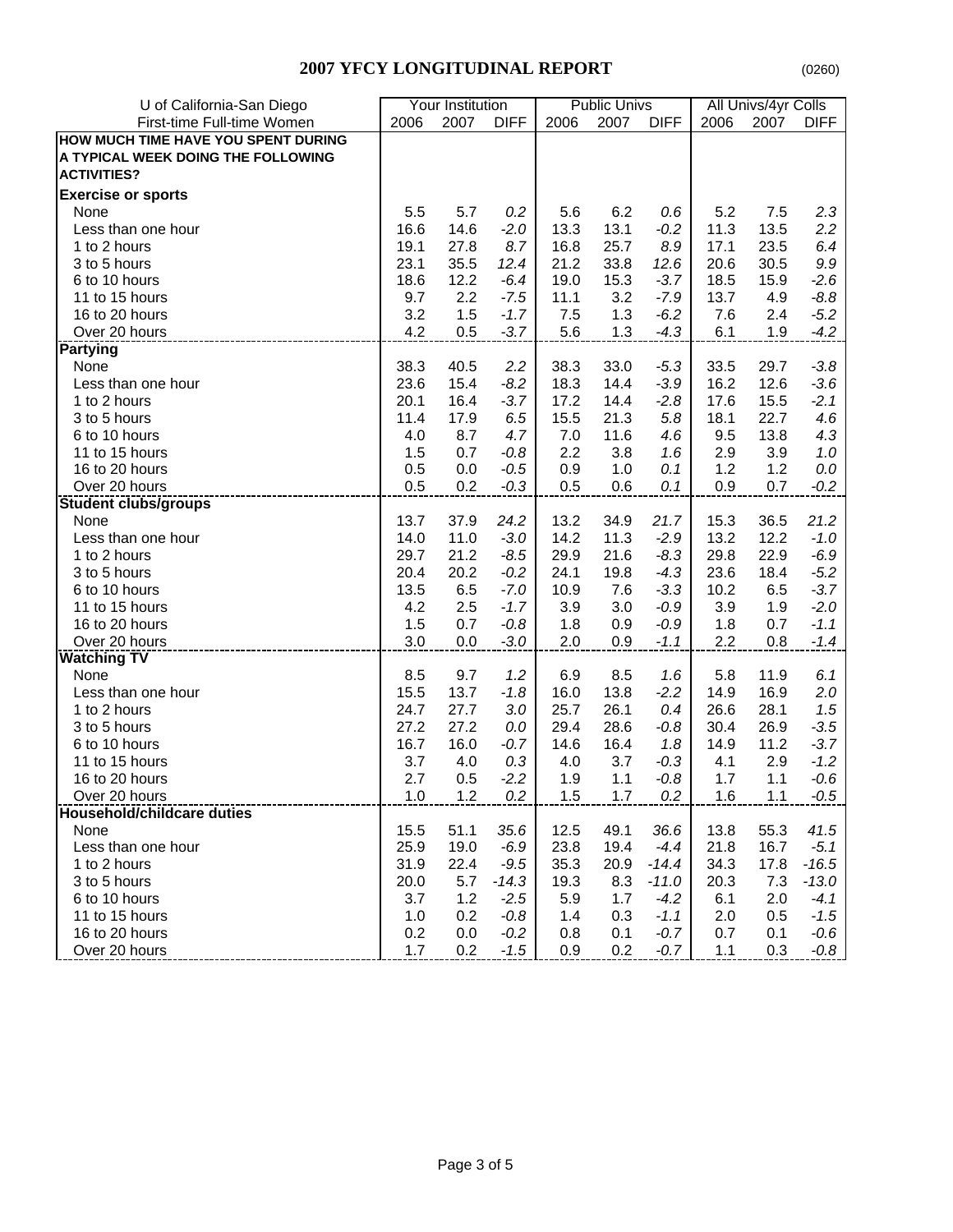## 2007 YFCY LONGITUDINAL REPORT

(0260)

| U of California-San Diego | Your Institution | | | Public Univs | | | All Univs/4yr Colls | | |
|---|---|---|---|---|---|---|---|---|---|
| First-time Full-time Women | 2006 | 2007 | DIFF | 2006 | 2007 | DIFF | 2006 | 2007 | DIFF |
| **HOW MUCH TIME HAVE YOU SPENT DURING A TYPICAL WEEK DOING THE FOLLOWING ACTIVITIES?** | | | | | | | | | |
| **Exercise or sports** | | | | | | | | | |
| None | 5.5 | 5.7 | *0.2* | 5.6 | 6.2 | *0.6* | 5.2 | 7.5 | *2.3* |
| Less than one hour | 16.6 | 14.6 | *-2.0* | 13.3 | 13.1 | *-0.2* | 11.3 | 13.5 | *2.2* |
| 1 to 2 hours | 19.1 | 27.8 | *8.7* | 16.8 | 25.7 | *8.9* | 17.1 | 23.5 | *6.4* |
| 3 to 5 hours | 23.1 | 35.5 | *12.4* | 21.2 | 33.8 | *12.6* | 20.6 | 30.5 | *9.9* |
| 6 to 10 hours | 18.6 | 12.2 | *-6.4* | 19.0 | 15.3 | *-3.7* | 18.5 | 15.9 | *-2.6* |
| 11 to 15 hours | 9.7 | 2.2 | *-7.5* | 11.1 | 3.2 | *-7.9* | 13.7 | 4.9 | *-8.8* |
| 16 to 20 hours | 3.2 | 1.5 | *-1.7* | 7.5 | 1.3 | *-6.2* | 7.6 | 2.4 | *-5.2* |
| Over 20 hours | 4.2 | 0.5 | *-3.7* | 5.6 | 1.3 | *-4.3* | 6.1 | 1.9 | *-4.2* |
| **Partying** | | | | | | | | | |
| None | 38.3 | 40.5 | *2.2* | 38.3 | 33.0 | *-5.3* | 33.5 | 29.7 | *-3.8* |
| Less than one hour | 23.6 | 15.4 | *-8.2* | 18.3 | 14.4 | *-3.9* | 16.2 | 12.6 | *-3.6* |
| 1 to 2 hours | 20.1 | 16.4 | *-3.7* | 17.2 | 14.4 | *-2.8* | 17.6 | 15.5 | *-2.1* |
| 3 to 5 hours | 11.4 | 17.9 | *6.5* | 15.5 | 21.3 | *5.8* | 18.1 | 22.7 | *4.6* |
| 6 to 10 hours | 4.0 | 8.7 | *4.7* | 7.0 | 11.6 | *4.6* | 9.5 | 13.8 | *4.3* |
| 11 to 15 hours | 1.5 | 0.7 | *-0.8* | 2.2 | 3.8 | *1.6* | 2.9 | 3.9 | *1.0* |
| 16 to 20 hours | 0.5 | 0.0 | *-0.5* | 0.9 | 1.0 | *0.1* | 1.2 | 1.2 | *0.0* |
| Over 20 hours | 0.5 | 0.2 | *-0.3* | 0.5 | 0.6 | *0.1* | 0.9 | 0.7 | *-0.2* |
| **Student clubs/groups** | | | | | | | | | |
| None | 13.7 | 37.9 | *24.2* | 13.2 | 34.9 | *21.7* | 15.3 | 36.5 | *21.2* |
| Less than one hour | 14.0 | 11.0 | *-3.0* | 14.2 | 11.3 | *-2.9* | 13.2 | 12.2 | *-1.0* |
| 1 to 2 hours | 29.7 | 21.2 | *-8.5* | 29.9 | 21.6 | *-8.3* | 29.8 | 22.9 | *-6.9* |
| 3 to 5 hours | 20.4 | 20.2 | *-0.2* | 24.1 | 19.8 | *-4.3* | 23.6 | 18.4 | *-5.2* |
| 6 to 10 hours | 13.5 | 6.5 | *-7.0* | 10.9 | 7.6 | *-3.3* | 10.2 | 6.5 | *-3.7* |
| 11 to 15 hours | 4.2 | 2.5 | *-1.7* | 3.9 | 3.0 | *-0.9* | 3.9 | 1.9 | *-2.0* |
| 16 to 20 hours | 1.5 | 0.7 | *-0.8* | 1.8 | 0.9 | *-0.9* | 1.8 | 0.7 | *-1.1* |
| Over 20 hours | 3.0 | 0.0 | *-3.0* | 2.0 | 0.9 | *-1.1* | 2.2 | 0.8 | *-1.4* |
| **Watching TV** | | | | | | | | | |
| None | 8.5 | 9.7 | *1.2* | 6.9 | 8.5 | *1.6* | 5.8 | 11.9 | *6.1* |
| Less than one hour | 15.5 | 13.7 | *-1.8* | 16.0 | 13.8 | *-2.2* | 14.9 | 16.9 | *2.0* |
| 1 to 2 hours | 24.7 | 27.7 | *3.0* | 25.7 | 26.1 | *0.4* | 26.6 | 28.1 | *1.5* |
| 3 to 5 hours | 27.2 | 27.2 | *0.0* | 29.4 | 28.6 | *-0.8* | 30.4 | 26.9 | *-3.5* |
| 6 to 10 hours | 16.7 | 16.0 | *-0.7* | 14.6 | 16.4 | *1.8* | 14.9 | 11.2 | *-3.7* |
| 11 to 15 hours | 3.7 | 4.0 | *0.3* | 4.0 | 3.7 | *-0.3* | 4.1 | 2.9 | *-1.2* |
| 16 to 20 hours | 2.7 | 0.5 | *-2.2* | 1.9 | 1.1 | *-0.8* | 1.7 | 1.1 | *-0.6* |
| Over 20 hours | 1.0 | 1.2 | *0.2* | 1.5 | 1.7 | *0.2* | 1.6 | 1.1 | *-0.5* |
| **Household/childcare duties** | | | | | | | | | |
| None | 15.5 | 51.1 | *35.6* | 12.5 | 49.1 | *36.6* | 13.8 | 55.3 | *41.5* |
| Less than one hour | 25.9 | 19.0 | *-6.9* | 23.8 | 19.4 | *-4.4* | 21.8 | 16.7 | *-5.1* |
| 1 to 2 hours | 31.9 | 22.4 | *-9.5* | 35.3 | 20.9 | *-14.4* | 34.3 | 17.8 | *-16.5* |
| 3 to 5 hours | 20.0 | 5.7 | *-14.3* | 19.3 | 8.3 | *-11.0* | 20.3 | 7.3 | *-13.0* |
| 6 to 10 hours | 3.7 | 1.2 | *-2.5* | 5.9 | 1.7 | *-4.2* | 6.1 | 2.0 | *-4.1* |
| 11 to 15 hours | 1.0 | 0.2 | *-0.8* | 1.4 | 0.3 | *-1.1* | 2.0 | 0.5 | *-1.5* |
| 16 to 20 hours | 0.2 | 0.0 | *-0.2* | 0.8 | 0.1 | *-0.7* | 0.7 | 0.1 | *-0.6* |
| Over 20 hours | 1.7 | 0.2 | *-1.5* | 0.9 | 0.2 | *-0.7* | 1.1 | 0.3 | *-0.8* |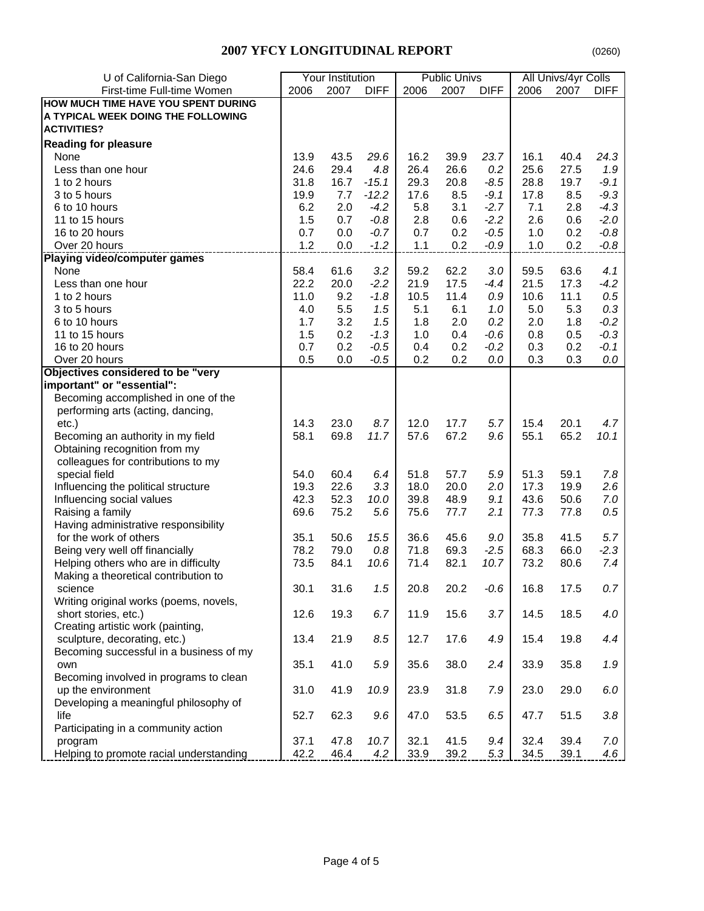## 2007 YFCY LONGITUDINAL REPORT

(0260)

| U of California-San Diego | Your Institution | | | Public Univs | | | All Univs/4yr Colls | | |
|---|---|---|---|---|---|---|---|---|---|
| First-time Full-time Women | 2006 | 2007 | DIFF | 2006 | 2007 | DIFF | 2006 | 2007 | DIFF |
| **HOW MUCH TIME HAVE YOU SPENT DURING A TYPICAL WEEK DOING THE FOLLOWING ACTIVITIES?** | | | | | | | | | |
| **Reading for pleasure** | | | | | | | | | |
| None | 13.9 | 43.5 | *29.6* | 16.2 | 39.9 | *23.7* | 16.1 | 40.4 | *24.3* |
| Less than one hour | 24.6 | 29.4 | *4.8* | 26.4 | 26.6 | *0.2* | 25.6 | 27.5 | *1.9* |
| 1 to 2 hours | 31.8 | 16.7 | *-15.1* | 29.3 | 20.8 | *-8.5* | 28.8 | 19.7 | *-9.1* |
| 3 to 5 hours | 19.9 | 7.7 | *-12.2* | 17.6 | 8.5 | *-9.1* | 17.8 | 8.5 | *-9.3* |
| 6 to 10 hours | 6.2 | 2.0 | *-4.2* | 5.8 | 3.1 | *-2.7* | 7.1 | 2.8 | *-4.3* |
| 11 to 15 hours | 1.5 | 0.7 | *-0.8* | 2.8 | 0.6 | *-2.2* | 2.6 | 0.6 | *-2.0* |
| 16 to 20 hours | 0.7 | 0.0 | *-0.7* | 0.7 | 0.2 | *-0.5* | 1.0 | 0.2 | *-0.8* |
| Over 20 hours | 1.2 | 0.0 | *-1.2* | 1.1 | 0.2 | *-0.9* | 1.0 | 0.2 | *-0.8* |
| **Playing video/computer games** | | | | | | | | | |
| None | 58.4 | 61.6 | *3.2* | 59.2 | 62.2 | *3.0* | 59.5 | 63.6 | *4.1* |
| Less than one hour | 22.2 | 20.0 | *-2.2* | 21.9 | 17.5 | *-4.4* | 21.5 | 17.3 | *-4.2* |
| 1 to 2 hours | 11.0 | 9.2 | *-1.8* | 10.5 | 11.4 | *0.9* | 10.6 | 11.1 | *0.5* |
| 3 to 5 hours | 4.0 | 5.5 | *1.5* | 5.1 | 6.1 | *1.0* | 5.0 | 5.3 | *0.3* |
| 6 to 10 hours | 1.7 | 3.2 | *1.5* | 1.8 | 2.0 | *0.2* | 2.0 | 1.8 | *-0.2* |
| 11 to 15 hours | 1.5 | 0.2 | *-1.3* | 1.0 | 0.4 | *-0.6* | 0.8 | 0.5 | *-0.3* |
| 16 to 20 hours | 0.7 | 0.2 | *-0.5* | 0.4 | 0.2 | *-0.2* | 0.3 | 0.2 | *-0.1* |
| Over 20 hours | 0.5 | 0.0 | *-0.5* | 0.2 | 0.2 | *0.0* | 0.3 | 0.3 | *0.0* |
| **Objectives considered to be "very important" or "essential":** | | | | | | | | | |
| Becoming accomplished in one of the performing arts (acting, dancing, etc.) | 14.3 | 23.0 | *8.7* | 12.0 | 17.7 | *5.7* | 15.4 | 20.1 | *4.7* |
| Becoming an authority in my field | 58.1 | 69.8 | *11.7* | 57.6 | 67.2 | *9.6* | 55.1 | 65.2 | *10.1* |
| Obtaining recognition from my colleagues for contributions to my special field | 54.0 | 60.4 | *6.4* | 51.8 | 57.7 | *5.9* | 51.3 | 59.1 | *7.8* |
| Influencing the political structure | 19.3 | 22.6 | *3.3* | 18.0 | 20.0 | *2.0* | 17.3 | 19.9 | *2.6* |
| Influencing social values | 42.3 | 52.3 | *10.0* | 39.8 | 48.9 | *9.1* | 43.6 | 50.6 | *7.0* |
| Raising a family | 69.6 | 75.2 | *5.6* | 75.6 | 77.7 | *2.1* | 77.3 | 77.8 | *0.5* |
| Having administrative responsibility for the work of others | 35.1 | 50.6 | *15.5* | 36.6 | 45.6 | *9.0* | 35.8 | 41.5 | *5.7* |
| Being very well off financially | 78.2 | 79.0 | *0.8* | 71.8 | 69.3 | *-2.5* | 68.3 | 66.0 | *-2.3* |
| Helping others who are in difficulty | 73.5 | 84.1 | *10.6* | 71.4 | 82.1 | *10.7* | 73.2 | 80.6 | *7.4* |
| Making a theoretical contribution to science | 30.1 | 31.6 | *1.5* | 20.8 | 20.2 | *-0.6* | 16.8 | 17.5 | *0.7* |
| Writing original works (poems, novels, short stories, etc.) | 12.6 | 19.3 | *6.7* | 11.9 | 15.6 | *3.7* | 14.5 | 18.5 | *4.0* |
| Creating artistic work (painting, sculpture, decorating, etc.) | 13.4 | 21.9 | *8.5* | 12.7 | 17.6 | *4.9* | 15.4 | 19.8 | *4.4* |
| Becoming successful in a business of my own | 35.1 | 41.0 | *5.9* | 35.6 | 38.0 | *2.4* | 33.9 | 35.8 | *1.9* |
| Becoming involved in programs to clean up the environment | 31.0 | 41.9 | *10.9* | 23.9 | 31.8 | *7.9* | 23.0 | 29.0 | *6.0* |
| Developing a meaningful philosophy of life | 52.7 | 62.3 | *9.6* | 47.0 | 53.5 | *6.5* | 47.7 | 51.5 | *3.8* |
| Participating in a community action program | 37.1 | 47.8 | *10.7* | 32.1 | 41.5 | *9.4* | 32.4 | 39.4 | *7.0* |
| Helping to promote racial understanding | 42.2 | 46.4 | *4.2* | 33.9 | 39.2 | *5.3* | 34.5 | 39.1 | *4.6* |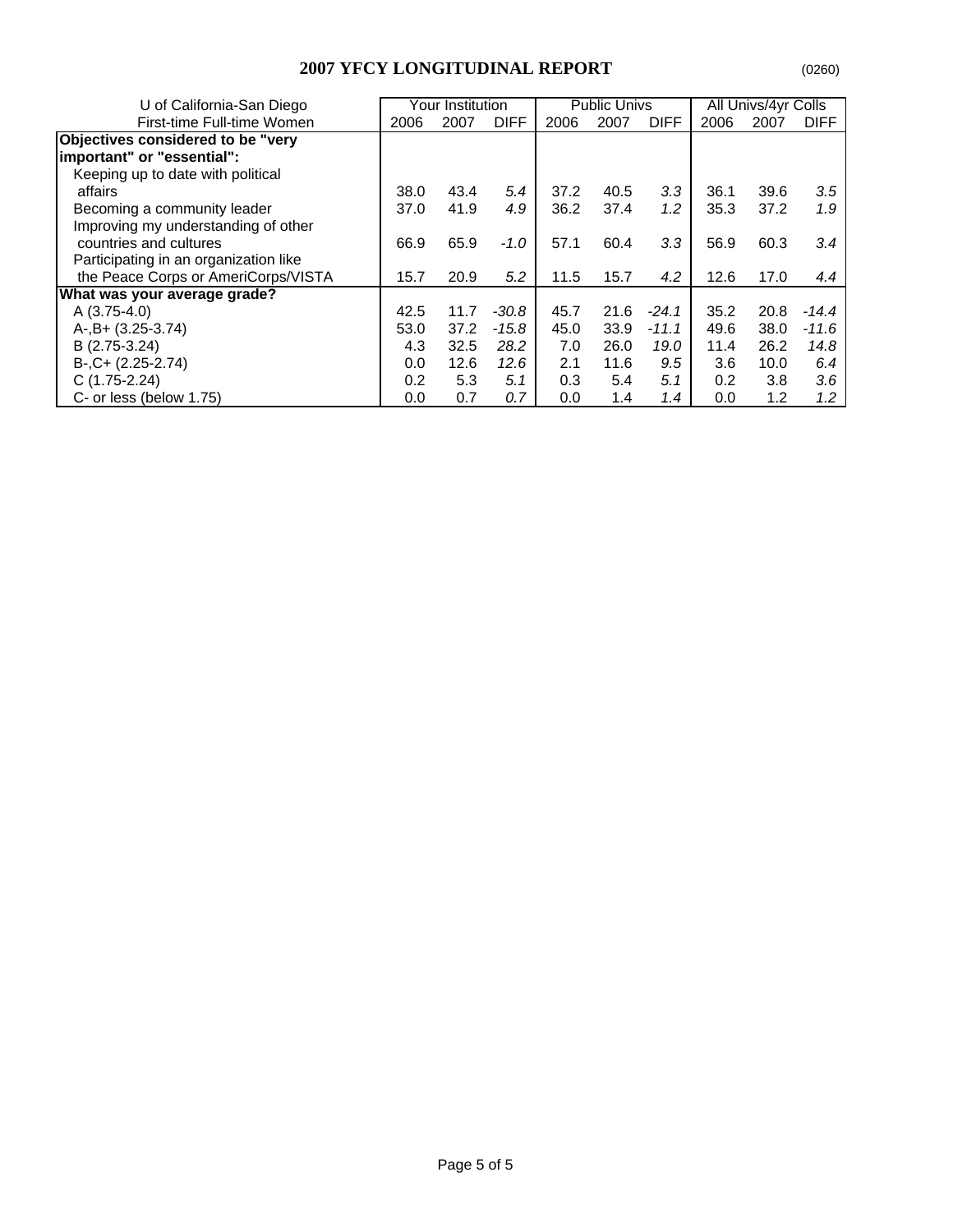# 2007 YFCY LONGITUDINAL REPORT

(0260)

| U of California-San Diego | Your Institution | | | Public Univs | | | All Univs/4yr Colls | | |
|---|---|---|---|---|---|---|---|---|---|
| First-time Full-time Women | 2006 | 2007 | DIFF | 2006 | 2007 | DIFF | 2006 | 2007 | DIFF |
| **Objectives considered to be "very important" or "essential":** | | | | | | | | | |
| Keeping up to date with political affairs | 38.0 | 43.4 | *5.4* | 37.2 | 40.5 | *3.3* | 36.1 | 39.6 | *3.5* |
| Becoming a community leader | 37.0 | 41.9 | *4.9* | 36.2 | 37.4 | *1.2* | 35.3 | 37.2 | *1.9* |
| Improving my understanding of other countries and cultures | 66.9 | 65.9 | *-1.0* | 57.1 | 60.4 | *3.3* | 56.9 | 60.3 | *3.4* |
| Participating in an organization like the Peace Corps or AmeriCorps/VISTA | 15.7 | 20.9 | *5.2* | 11.5 | 15.7 | *4.2* | 12.6 | 17.0 | *4.4* |
| **What was your average grade?** | | | | | | | | | |
| A (3.75-4.0) | 42.5 | 11.7 | *-30.8* | 45.7 | 21.6 | *-24.1* | 35.2 | 20.8 | *-14.4* |
| A-,B+ (3.25-3.74) | 53.0 | 37.2 | *-15.8* | 45.0 | 33.9 | *-11.1* | 49.6 | 38.0 | *-11.6* |
| B (2.75-3.24) | 4.3 | 32.5 | *28.2* | 7.0 | 26.0 | *19.0* | 11.4 | 26.2 | *14.8* |
| B-,C+ (2.25-2.74) | 0.0 | 12.6 | *12.6* | 2.1 | 11.6 | *9.5* | 3.6 | 10.0 | *6.4* |
| C (1.75-2.24) | 0.2 | 5.3 | *5.1* | 0.3 | 5.4 | *5.1* | 0.2 | 3.8 | *3.6* |
| C- or less (below 1.75) | 0.0 | 0.7 | *0.7* | 0.0 | 1.4 | *1.4* | 0.0 | 1.2 | *1.2* |